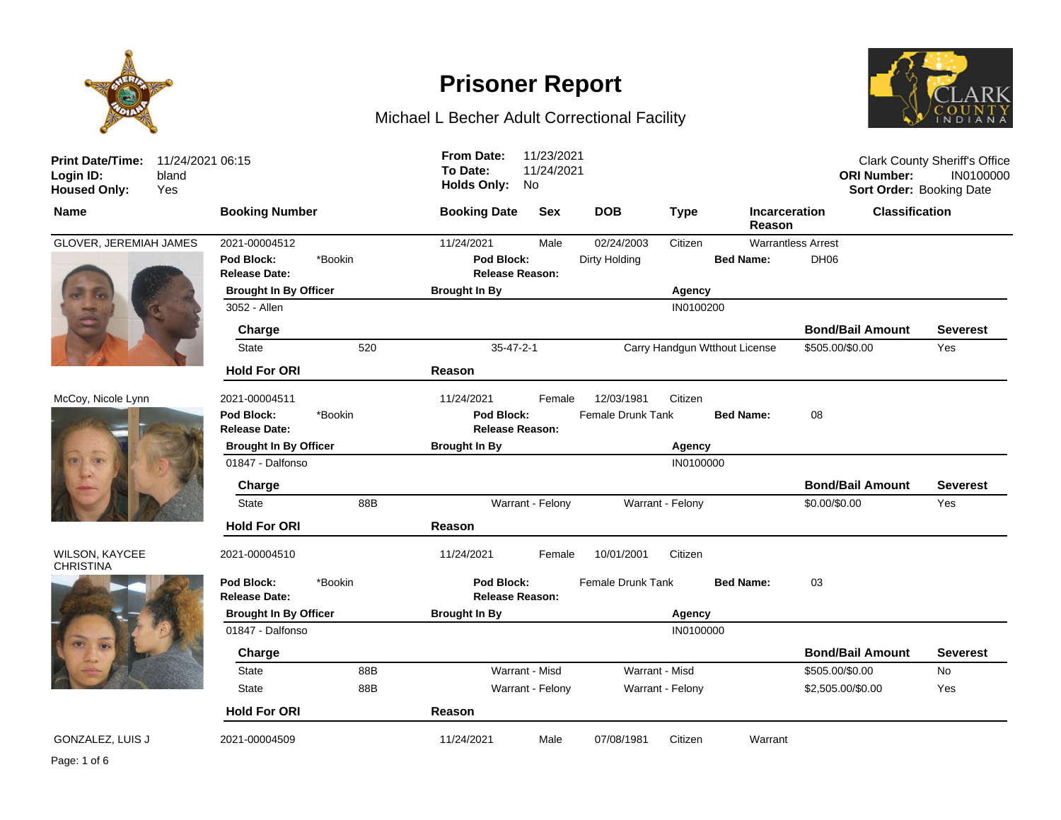# Prisoner Report

Michael L Becher Adult Correctional Facility

**Print Date/Time:** 11/24/2021 06:15
**Login ID:** bland
**Housed Only:** Yes

**From Date:** 11/23/2021
**To Date:** 11/24/2021
**Holds Only:** No

Clark County Sheriff's Office
**ORI Number:** IN0100000
**Sort Order:** Booking Date

| Name | Booking Number | Booking Date | Sex | DOB | Type | Incarceration Reason | Classification |
|---|---|---|---|---|---|---|---|
| GLOVER, JEREMIAH JAMES | 2021-00004512 | 11/24/2021 | Male | 02/24/2003 | Citizen | Warrantless Arrest | |

**Pod Block:** *Bookin **Pod Block:** Dirty Holding **Bed Name:** DH06
**Release Date:** **Release Reason:**

| Brought In By Officer | Brought In By | Agency |
|---|---|---|
| 3052 - Allen | | IN0100200 |

| Charge | | | | Bond/Bail Amount | Severest |
|---|---|---|---|---|---|
| State | 520 | 35-47-2-1 | Carry Handgun Wtthout License | $505.00/$0.00 | Yes |

| Hold For ORI | Reason |
|---|---|

| Name | Booking Number | Booking Date | Sex | DOB | Type | Incarceration Reason | Classification |
|---|---|---|---|---|---|---|---|
| McCoy, Nicole Lynn | 2021-00004511 | 11/24/2021 | Female | 12/03/1981 | Citizen | | |

**Pod Block:** *Bookin **Pod Block:** Female Drunk Tank **Bed Name:** 08
**Release Date:** **Release Reason:**

| Brought In By Officer | Brought In By | Agency |
|---|---|---|
| 01847 - Dalfonso | | IN0100000 |

| Charge | | | | Bond/Bail Amount | Severest |
|---|---|---|---|---|---|
| State | 88B | Warrant - Felony | Warrant - Felony | $0.00/$0.00 | Yes |

| Hold For ORI | Reason |
|---|---|

| Name | Booking Number | Booking Date | Sex | DOB | Type | Incarceration Reason | Classification |
|---|---|---|---|---|---|---|---|
| WILSON, KAYCEE CHRISTINA | 2021-00004510 | 11/24/2021 | Female | 10/01/2001 | Citizen | | |

**Pod Block:** *Bookin **Pod Block:** Female Drunk Tank **Bed Name:** 03
**Release Date:** **Release Reason:**

| Brought In By Officer | Brought In By | Agency |
|---|---|---|
| 01847 - Dalfonso | | IN0100000 |

| Charge | | | | Bond/Bail Amount | Severest |
|---|---|---|---|---|---|
| State | 88B | Warrant - Misd | Warrant - Misd | $505.00/$0.00 | No |
| State | 88B | Warrant - Felony | Warrant - Felony | $2,505.00/$0.00 | Yes |

| Hold For ORI | Reason |
|---|---|

| Name | Booking Number | Booking Date | Sex | DOB | Type | Incarceration Reason | Classification |
|---|---|---|---|---|---|---|---|
| GONZALEZ, LUIS J | 2021-00004509 | 11/24/2021 | Male | 07/08/1981 | Citizen | Warrant | |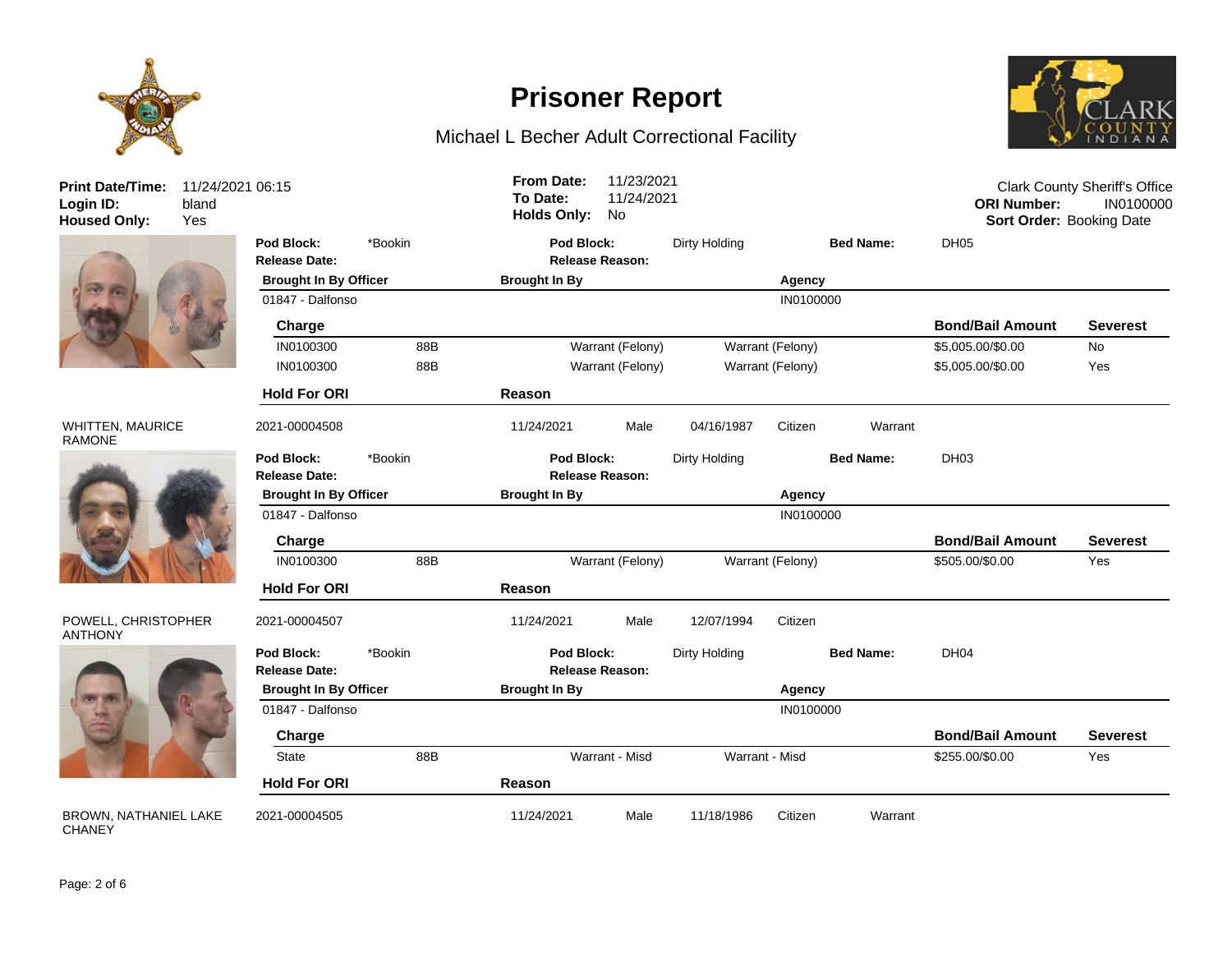# Prisoner Report

Michael L Becher Adult Correctional Facility

**Print Date/Time:** 11/24/2021 06:15
**Login ID:** bland
**Housed Only:** Yes

**From Date:** 11/23/2021
**To Date:** 11/24/2021
**Holds Only:** No

Clark County Sheriff's Office
**ORI Number:** IN0100000
**Sort Order:** Booking Date

---

**Pod Block:** *Bookin | **Pod Block:** Dirty Holding | **Bed Name:** DH05
**Release Date:** | **Release Reason:**

| Brought In By Officer | Brought In By | Agency |
|---|---|---|
| 01847 - Dalfonso | | IN0100000 |

| Charge | | | | Bond/Bail Amount | Severest |
|---|---|---|---|---|---|
| IN0100300 | 88B | Warrant (Felony) | Warrant (Felony) | $5,005.00/$0.00 | No |
| IN0100300 | 88B | Warrant (Felony) | Warrant (Felony) | $5,005.00/$0.00 | Yes |

| Hold For ORI | Reason |
|---|---|

---

**WHITTEN, MAURICE RAMONE** | 2021-00004508 | 11/24/2021 | Male | 04/16/1987 | Citizen | Warrant

**Pod Block:** *Bookin | **Pod Block:** Dirty Holding | **Bed Name:** DH03
**Release Date:** | **Release Reason:**

| Brought In By Officer | Brought In By | Agency |
|---|---|---|
| 01847 - Dalfonso | | IN0100000 |

| Charge | | | | Bond/Bail Amount | Severest |
|---|---|---|---|---|---|
| IN0100300 | 88B | Warrant (Felony) | Warrant (Felony) | $505.00/$0.00 | Yes |

| Hold For ORI | Reason |
|---|---|

---

**POWELL, CHRISTOPHER ANTHONY** | 2021-00004507 | 11/24/2021 | Male | 12/07/1994 | Citizen

**Pod Block:** *Bookin | **Pod Block:** Dirty Holding | **Bed Name:** DH04
**Release Date:** | **Release Reason:**

| Brought In By Officer | Brought In By | Agency |
|---|---|---|
| 01847 - Dalfonso | | IN0100000 |

| Charge | | | | Bond/Bail Amount | Severest |
|---|---|---|---|---|---|
| State | 88B | Warrant - Misd | Warrant - Misd | $255.00/$0.00 | Yes |

| Hold For ORI | Reason |
|---|---|

---

**BROWN, NATHANIEL LAKE CHANEY** | 2021-00004505 | 11/24/2021 | Male | 11/18/1986 | Citizen | Warrant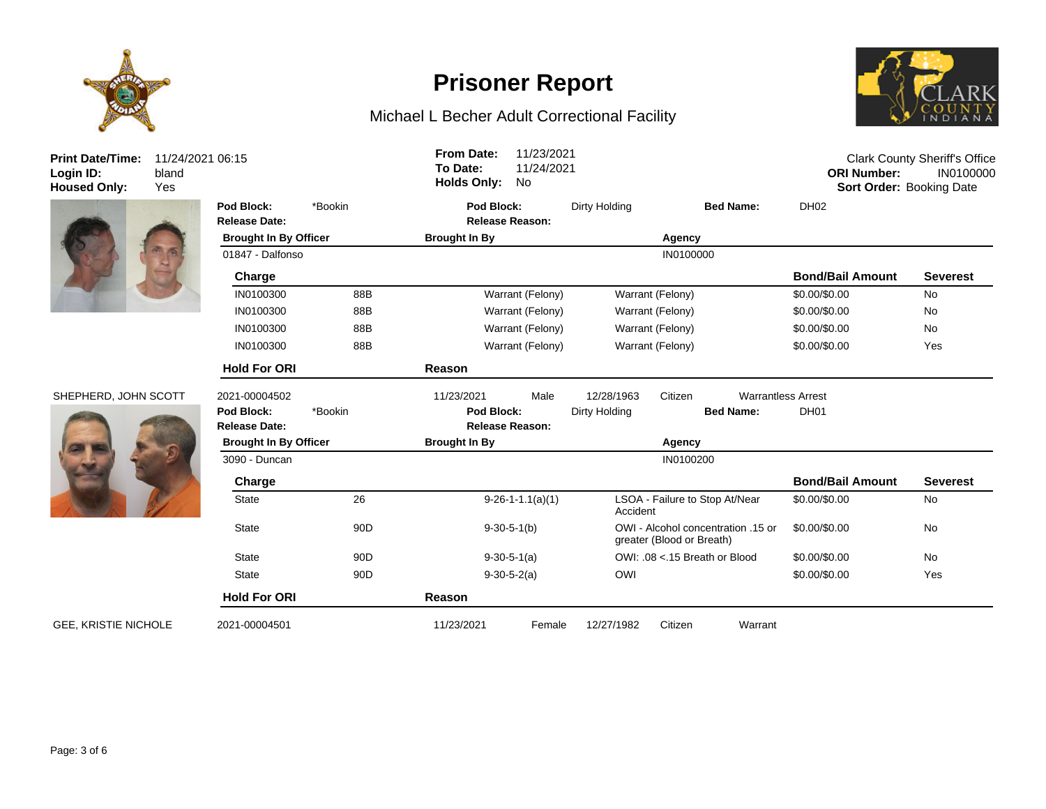# Prisoner Report

Michael L Becher Adult Correctional Facility

**Print Date/Time:** 11/24/2021 06:15
**Login ID:** bland
**Housed Only:** Yes

**From Date:** 11/23/2021
**To Date:** 11/24/2021
**Holds Only:** No

Clark County Sheriff's Office
**ORI Number:** IN0100000
**Sort Order:** Booking Date

---

**Pod Block:** *Bookin **Pod Block:** Dirty Holding **Bed Name:** DH02
**Release Date:** **Release Reason:**

| Brought In By Officer | Brought In By | Agency |
|---|---|---|
| 01847 - Dalfonso | | IN0100000 |

| Charge | | | | Bond/Bail Amount | Severest |
|---|---|---|---|---|---|
| IN0100300 | 88B | Warrant (Felony) | Warrant (Felony) | $0.00/$0.00 | No |
| IN0100300 | 88B | Warrant (Felony) | Warrant (Felony) | $0.00/$0.00 | No |
| IN0100300 | 88B | Warrant (Felony) | Warrant (Felony) | $0.00/$0.00 | No |
| IN0100300 | 88B | Warrant (Felony) | Warrant (Felony) | $0.00/$0.00 | Yes |

| Hold For ORI | Reason |
|---|---|

---

SHEPHERD, JOHN SCOTT 2021-00004502 11/23/2021 Male 12/28/1963 Citizen Warrantless Arrest

**Pod Block:** *Bookin **Pod Block:** Dirty Holding **Bed Name:** DH01
**Release Date:** **Release Reason:**

| Brought In By Officer | Brought In By | Agency |
|---|---|---|
| 3090 - Duncan | | IN0100200 |

| Charge | | | | Bond/Bail Amount | Severest |
|---|---|---|---|---|---|
| State | 26 | 9-26-1-1.1(a)(1) | LSOA - Failure to Stop At/Near Accident | $0.00/$0.00 | No |
| State | 90D | 9-30-5-1(b) | OWI - Alcohol concentration .15 or greater (Blood or Breath) | $0.00/$0.00 | No |
| State | 90D | 9-30-5-1(a) | OWI: .08 <.15 Breath or Blood | $0.00/$0.00 | No |
| State | 90D | 9-30-5-2(a) | OWI | $0.00/$0.00 | Yes |

| Hold For ORI | Reason |
|---|---|

---

GEE, KRISTIE NICHOLE 2021-00004501 11/23/2021 Female 12/27/1982 Citizen Warrant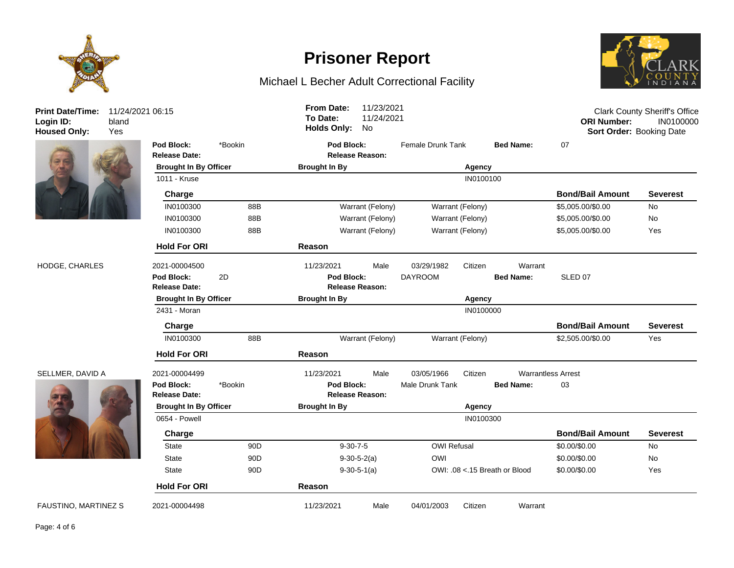# Prisoner Report

Michael L Becher Adult Correctional Facility

**Print Date/Time:** 11/24/2021 06:15
**Login ID:** bland
**Housed Only:** Yes

**From Date:** 11/23/2021
**To Date:** 11/24/2021
**Holds Only:** No

Clark County Sheriff's Office
**ORI Number:** IN0100000
**Sort Order:** Booking Date

---

**Pod Block:** *Bookin | **Pod Block:** Female Drunk Tank | **Bed Name:** 07
**Release Date:** | **Release Reason:**

| Brought In By Officer | Brought In By | Agency |
|---|---|---|
| 1011 - Kruse | | IN0100100 |

| Charge | | | | Bond/Bail Amount | Severest |
|---|---|---|---|---|---|
| IN0100300 | 88B | Warrant (Felony) | Warrant (Felony) | $5,005.00/$0.00 | No |
| IN0100300 | 88B | Warrant (Felony) | Warrant (Felony) | $5,005.00/$0.00 | No |
| IN0100300 | 88B | Warrant (Felony) | Warrant (Felony) | $5,005.00/$0.00 | Yes |

| Hold For ORI | Reason |
|---|---|

---

HODGE, CHARLES | 2021-00004500 | 11/23/2021 | Male | 03/29/1982 | Citizen | Warrant

**Pod Block:** 2D | **Pod Block:** DAYROOM | **Bed Name:** SLED 07
**Release Date:** | **Release Reason:**

| Brought In By Officer | Brought In By | Agency |
|---|---|---|
| 2431 - Moran | | IN0100000 |

| Charge | | | | Bond/Bail Amount | Severest |
|---|---|---|---|---|---|
| IN0100300 | 88B | Warrant (Felony) | Warrant (Felony) | $2,505.00/$0.00 | Yes |

| Hold For ORI | Reason |
|---|---|

---

SELLMER, DAVID A | 2021-00004499 | 11/23/2021 | Male | 03/05/1966 | Citizen | Warrantless Arrest

**Pod Block:** *Bookin | **Pod Block:** Male Drunk Tank | **Bed Name:** 03
**Release Date:** | **Release Reason:**

| Brought In By Officer | Brought In By | Agency |
|---|---|---|
| 0654 - Powell | | IN0100300 |

| Charge | | | | Bond/Bail Amount | Severest |
|---|---|---|---|---|---|
| State | 90D | 9-30-7-5 | OWI Refusal | $0.00/$0.00 | No |
| State | 90D | 9-30-5-2(a) | OWI | $0.00/$0.00 | No |
| State | 90D | 9-30-5-1(a) | OWI: .08 <.15 Breath or Blood | $0.00/$0.00 | Yes |

| Hold For ORI | Reason |
|---|---|

---

FAUSTINO, MARTINEZ S | 2021-00004498 | 11/23/2021 | Male | 04/01/2003 | Citizen | Warrant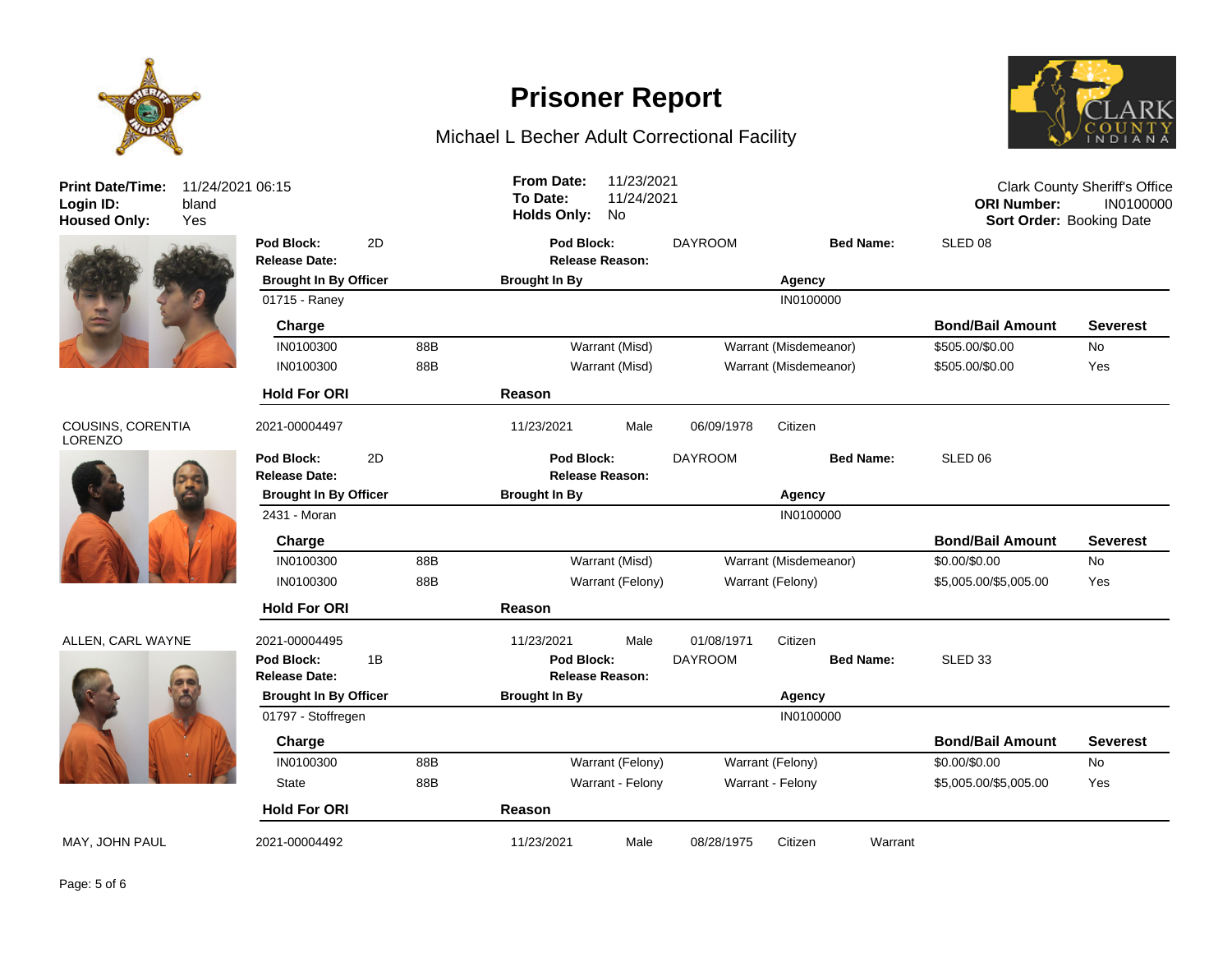# Prisoner Report

Michael L Becher Adult Correctional Facility

**Print Date/Time:** 11/24/2021 06:15
**Login ID:** bland
**Housed Only:** Yes

**From Date:** 11/23/2021
**To Date:** 11/24/2021
**Holds Only:** No

Clark County Sheriff's Office
**ORI Number:** IN0100000
**Sort Order:** Booking Date

**Pod Block:** 2D | **Pod Block:** DAYROOM | **Bed Name:** SLED 08
**Release Date:** | **Release Reason:**

| Brought In By Officer | Brought In By | Agency |
|---|---|---|
| 01715 - Raney | | IN0100000 |

| Charge | | | | Bond/Bail Amount | Severest |
|---|---|---|---|---|---|
| IN0100300 | 88B | Warrant (Misd) | Warrant (Misdemeanor) | $505.00/$0.00 | No |
| IN0100300 | 88B | Warrant (Misd) | Warrant (Misdemeanor) | $505.00/$0.00 | Yes |

| Hold For ORI | Reason |
|---|---|

COUSINS, CORENTIA LORENZO | 2021-00004497 | 11/23/2021 | Male | 06/09/1978 | Citizen

**Pod Block:** 2D | **Pod Block:** DAYROOM | **Bed Name:** SLED 06
**Release Date:** | **Release Reason:**

| Brought In By Officer | Brought In By | Agency |
|---|---|---|
| 2431 - Moran | | IN0100000 |

| Charge | | | | Bond/Bail Amount | Severest |
|---|---|---|---|---|---|
| IN0100300 | 88B | Warrant (Misd) | Warrant (Misdemeanor) | $0.00/$0.00 | No |
| IN0100300 | 88B | Warrant (Felony) | Warrant (Felony) | $5,005.00/$5,005.00 | Yes |

| Hold For ORI | Reason |
|---|---|

ALLEN, CARL WAYNE | 2021-00004495 | 11/23/2021 | Male | 01/08/1971 | Citizen

**Pod Block:** 1B | **Pod Block:** DAYROOM | **Bed Name:** SLED 33
**Release Date:** | **Release Reason:**

| Brought In By Officer | Brought In By | Agency |
|---|---|---|
| 01797 - Stoffregen | | IN0100000 |

| Charge | | | | Bond/Bail Amount | Severest |
|---|---|---|---|---|---|
| IN0100300 | 88B | Warrant (Felony) | Warrant (Felony) | $0.00/$0.00 | No |
| State | 88B | Warrant - Felony | Warrant - Felony | $5,005.00/$5,005.00 | Yes |

| Hold For ORI | Reason |
|---|---|

MAY, JOHN PAUL | 2021-00004492 | 11/23/2021 | Male | 08/28/1975 | Citizen | Warrant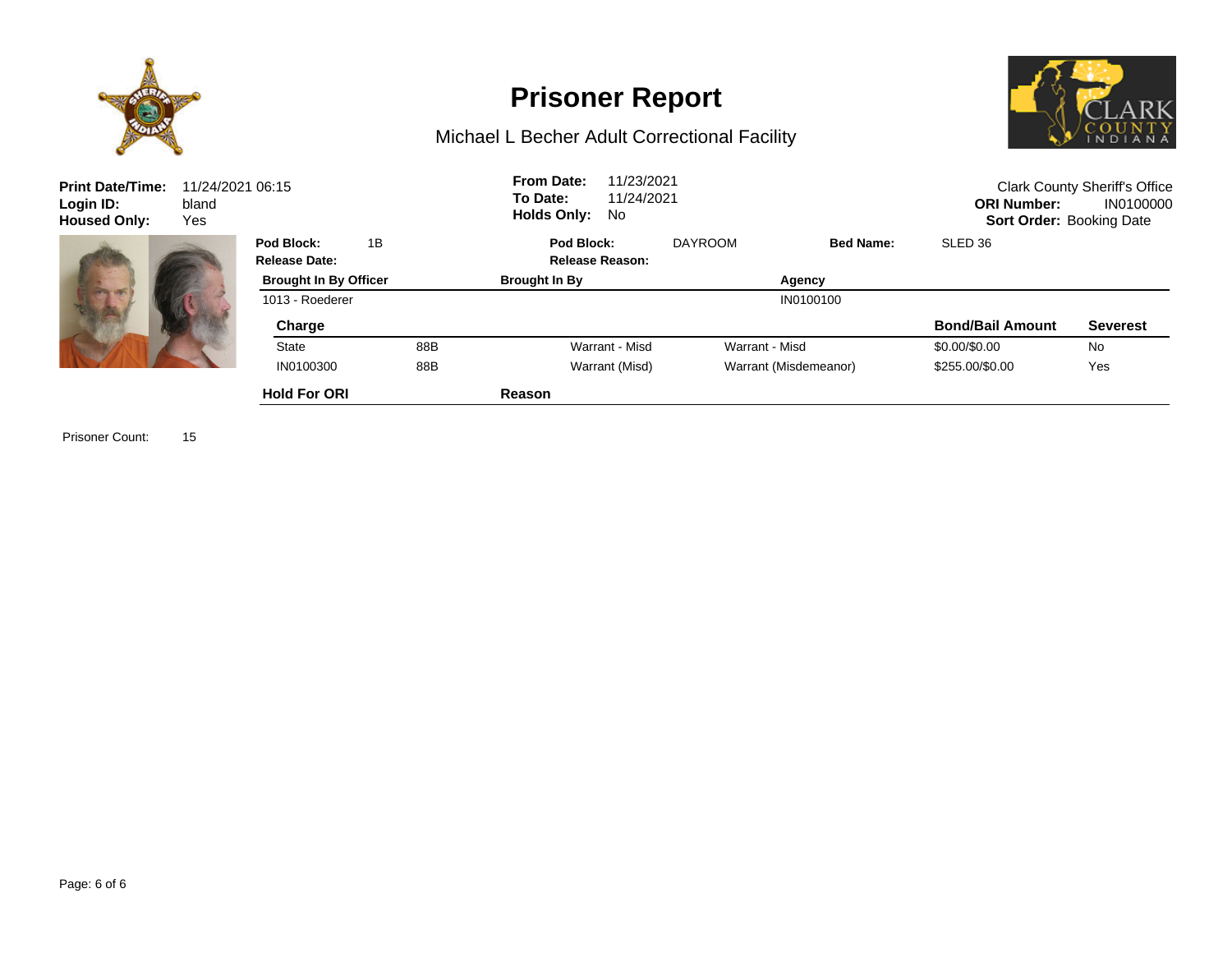# Prisoner Report

## Michael L Becher Adult Correctional Facility

**Print Date/Time:** 11/24/2021 06:15
**Login ID:** bland
**Housed Only:** Yes

**From Date:** 11/23/2021
**To Date:** 11/24/2021
**Holds Only:** No

Clark County Sheriff's Office
**ORI Number:** IN0100000
**Sort Order:** Booking Date

**Pod Block:** 1B
**Release Date:**

**Pod Block:** DAYROOM
**Release Reason:**

**Bed Name:** SLED 36

| Brought In By Officer | Brought In By | Agency |
|---|---|---|
| 1013 - Roederer | | IN0100100 |

| Charge | | | | Bond/Bail Amount | Severest |
|---|---|---|---|---|---|
| State | 88B | Warrant - Misd | Warrant - Misd | $0.00/$0.00 | No |
| IN0100300 | 88B | Warrant (Misd) | Warrant (Misdemeanor) | $255.00/$0.00 | Yes |

| Hold For ORI | Reason |
|---|---|

Prisoner Count: 15